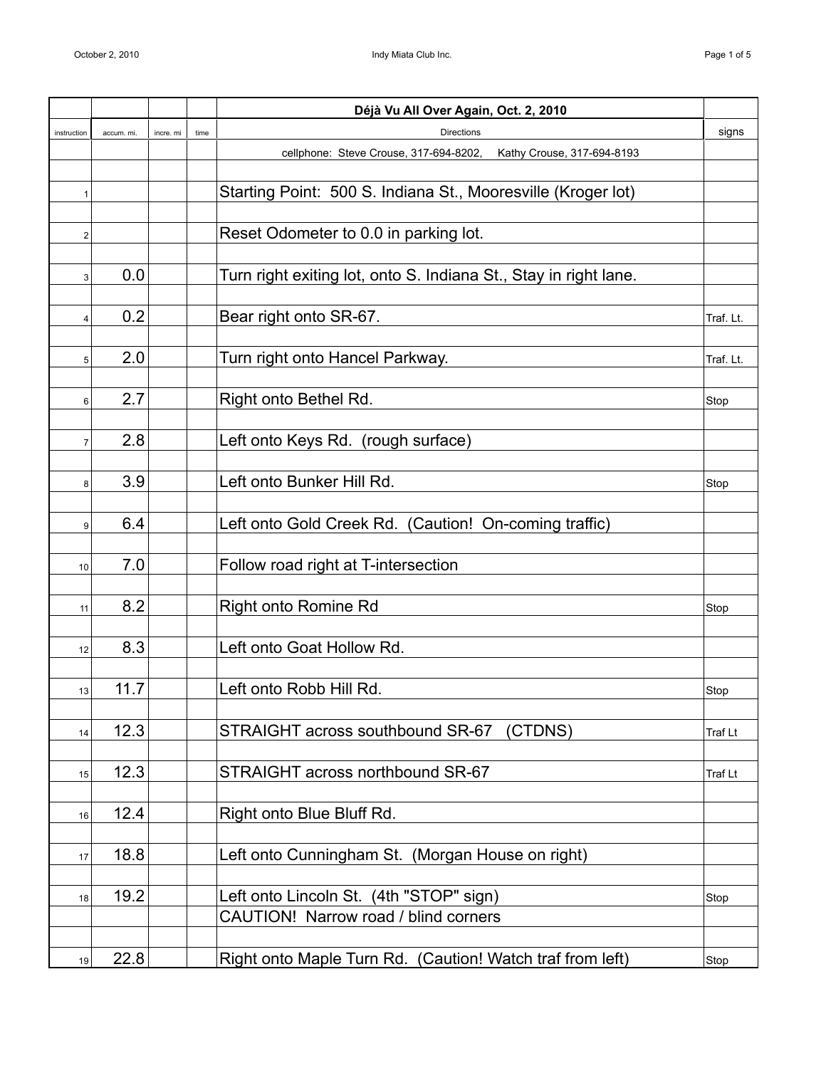| | | | | **Déjà Vu All Over Again, Oct. 2, 2010** | |
|---|---|---|---|---|---|
| instruction | accum. mi. | incre. mi | time | Directions | signs |
| | | | | cellphone: Steve Crouse, 317-694-8202, Kathy Crouse, 317-694-8193 | |
| | | | | | |
| 1 | | | | Starting Point: 500 S. Indiana St., Mooresville (Kroger lot) | |
| | | | | | |
| 2 | | | | Reset Odometer to 0.0 in parking lot. | |
| | | | | | |
| 3 | 0.0 | | | Turn right exiting lot, onto S. Indiana St., Stay in right lane. | |
| | | | | | |
| 4 | 0.2 | | | Bear right onto SR-67. | Traf. Lt. |
| | | | | | |
| 5 | 2.0 | | | Turn right onto Hancel Parkway. | Traf. Lt. |
| | | | | | |
| 6 | 2.7 | | | Right onto Bethel Rd. | Stop |
| | | | | | |
| 7 | 2.8 | | | Left onto Keys Rd. (rough surface) | |
| | | | | | |
| 8 | 3.9 | | | Left onto Bunker Hill Rd. | Stop |
| | | | | | |
| 9 | 6.4 | | | Left onto Gold Creek Rd. (Caution! On-coming traffic) | |
| | | | | | |
| 10 | 7.0 | | | Follow road right at T-intersection | |
| | | | | | |
| 11 | 8.2 | | | Right onto Romine Rd | Stop |
| | | | | | |
| 12 | 8.3 | | | Left onto Goat Hollow Rd. | |
| | | | | | |
| 13 | 11.7 | | | Left onto Robb Hill Rd. | Stop |
| | | | | | |
| 14 | 12.3 | | | STRAIGHT across southbound SR-67 (CTDNS) | Traf Lt |
| | | | | | |
| 15 | 12.3 | | | STRAIGHT across northbound SR-67 | Traf Lt |
| | | | | | |
| 16 | 12.4 | | | Right onto Blue Bluff Rd. | |
| | | | | | |
| 17 | 18.8 | | | Left onto Cunningham St. (Morgan House on right) | |
| | | | | | |
| 18 | 19.2 | | | Left onto Lincoln St. (4th "STOP" sign) | Stop |
| | | | | CAUTION! Narrow road / blind corners | |
| | | | | | |
| 19 | 22.8 | | | Right onto Maple Turn Rd. (Caution! Watch traf from left) | Stop |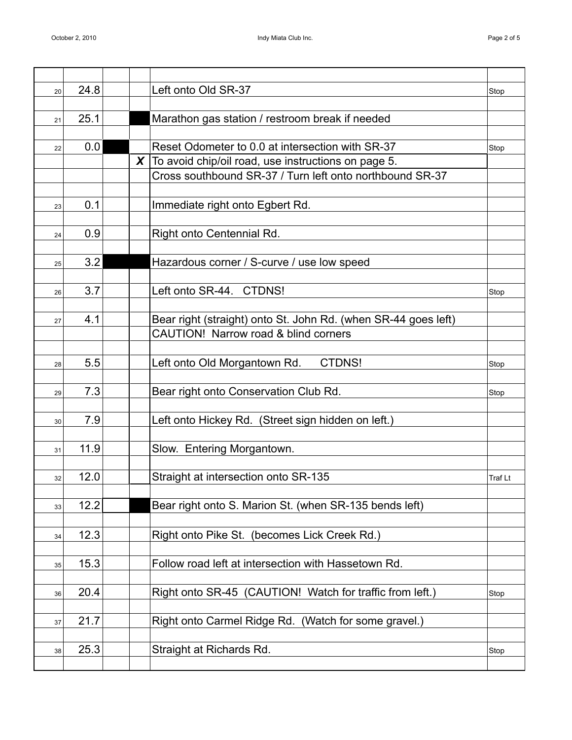|  |  |  |  |  |  |
|---|---|---|---|---|---|
| 20 | 24.8 |  |  | Left onto Old SR-37 | Stop |
| 21 | 25.1 |  | ■ | Marathon gas station / restroom break if needed |  |
| 22 | 0.0 | ■ |  | Reset Odometer to 0.0 at intersection with SR-37 | Stop |
|  |  |  | ***X*** | To avoid chip/oil road, use instructions on page 5. |  |
|  |  |  |  | Cross southbound SR-37 / Turn left onto northbound SR-37 |  |
| 23 | 0.1 |  |  | Immediate right onto Egbert Rd. |  |
| 24 | 0.9 |  |  | Right onto Centennial Rd. |  |
| 25 | 3.2 | ■ | ■ | Hazardous corner / S-curve / use low speed |  |
| 26 | 3.7 |  |  | Left onto SR-44. CTDNS! | Stop |
| 27 | 4.1 |  |  | Bear right (straight) onto St. John Rd. (when SR-44 goes left) |  |
|  |  |  |  | CAUTION! Narrow road & blind corners |  |
| 28 | 5.5 |  |  | Left onto Old Morgantown Rd. CTDNS! | Stop |
| 29 | 7.3 |  |  | Bear right onto Conservation Club Rd. | Stop |
| 30 | 7.9 |  |  | Left onto Hickey Rd. (Street sign hidden on left.) |  |
| 31 | 11.9 |  |  | Slow. Entering Morgantown. |  |
| 32 | 12.0 |  |  | Straight at intersection onto SR-135 | Traf Lt |
| 33 | 12.2 |  | ■ | Bear right onto S. Marion St. (when SR-135 bends left) |  |
| 34 | 12.3 |  |  | Right onto Pike St. (becomes Lick Creek Rd.) |  |
| 35 | 15.3 |  |  | Follow road left at intersection with Hassetown Rd. |  |
| 36 | 20.4 |  |  | Right onto SR-45 (CAUTION! Watch for traffic from left.) | Stop |
| 37 | 21.7 |  |  | Right onto Carmel Ridge Rd. (Watch for some gravel.) |  |
| 38 | 25.3 |  |  | Straight at Richards Rd. | Stop |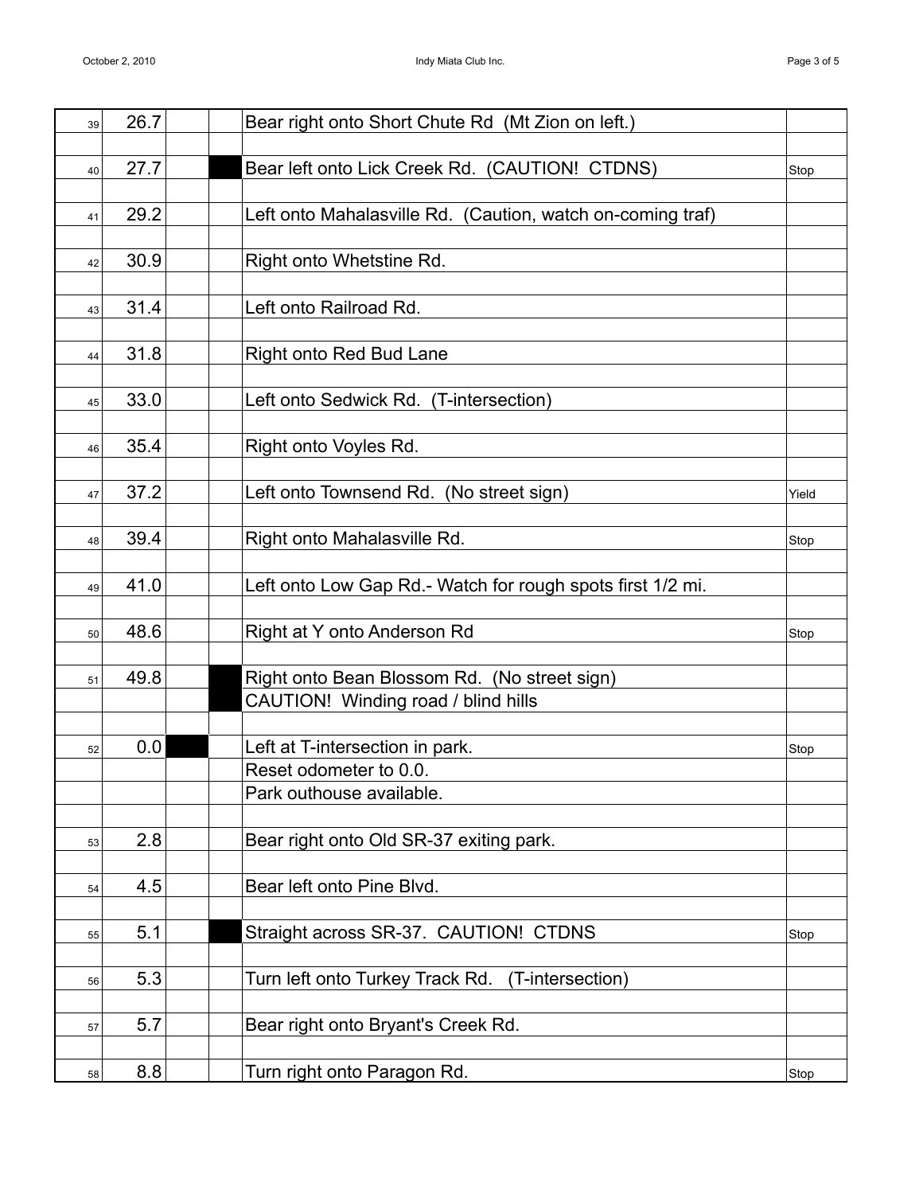| | | | | | |
|---|---|---|---|---|---|
| 39 | 26.7 | | | Bear right onto Short Chute Rd (Mt Zion on left.) | |
| | | | | | |
| 40 | 27.7 | | ■ | Bear left onto Lick Creek Rd. (CAUTION! CTDNS) | Stop |
| | | | | | |
| 41 | 29.2 | | | Left onto Mahalasville Rd. (Caution, watch on-coming traf) | |
| | | | | | |
| 42 | 30.9 | | | Right onto Whetstine Rd. | |
| | | | | | |
| 43 | 31.4 | | | Left onto Railroad Rd. | |
| | | | | | |
| 44 | 31.8 | | | Right onto Red Bud Lane | |
| | | | | | |
| 45 | 33.0 | | | Left onto Sedwick Rd. (T-intersection) | |
| | | | | | |
| 46 | 35.4 | | | Right onto Voyles Rd. | |
| | | | | | |
| 47 | 37.2 | | | Left onto Townsend Rd. (No street sign) | Yield |
| | | | | | |
| 48 | 39.4 | | | Right onto Mahalasville Rd. | Stop |
| | | | | | |
| 49 | 41.0 | | | Left onto Low Gap Rd.- Watch for rough spots first 1/2 mi. | |
| | | | | | |
| 50 | 48.6 | | | Right at Y onto Anderson Rd | Stop |
| | | | | | |
| 51 | 49.8 | | ■ | Right onto Bean Blossom Rd. (No street sign) | |
| | | | ■ | CAUTION! Winding road / blind hills | |
| | | | | | |
| 52 | 0.0 | ■ | | Left at T-intersection in park. | Stop |
| | | | | Reset odometer to 0.0. | |
| | | | | Park outhouse available. | |
| | | | | | |
| 53 | 2.8 | | | Bear right onto Old SR-37 exiting park. | |
| | | | | | |
| 54 | 4.5 | | | Bear left onto Pine Blvd. | |
| | | | | | |
| 55 | 5.1 | | ■ | Straight across SR-37. CAUTION! CTDNS | Stop |
| | | | | | |
| 56 | 5.3 | | | Turn left onto Turkey Track Rd. (T-intersection) | |
| | | | | | |
| 57 | 5.7 | | | Bear right onto Bryant's Creek Rd. | |
| | | | | | |
| 58 | 8.8 | | | Turn right onto Paragon Rd. | Stop |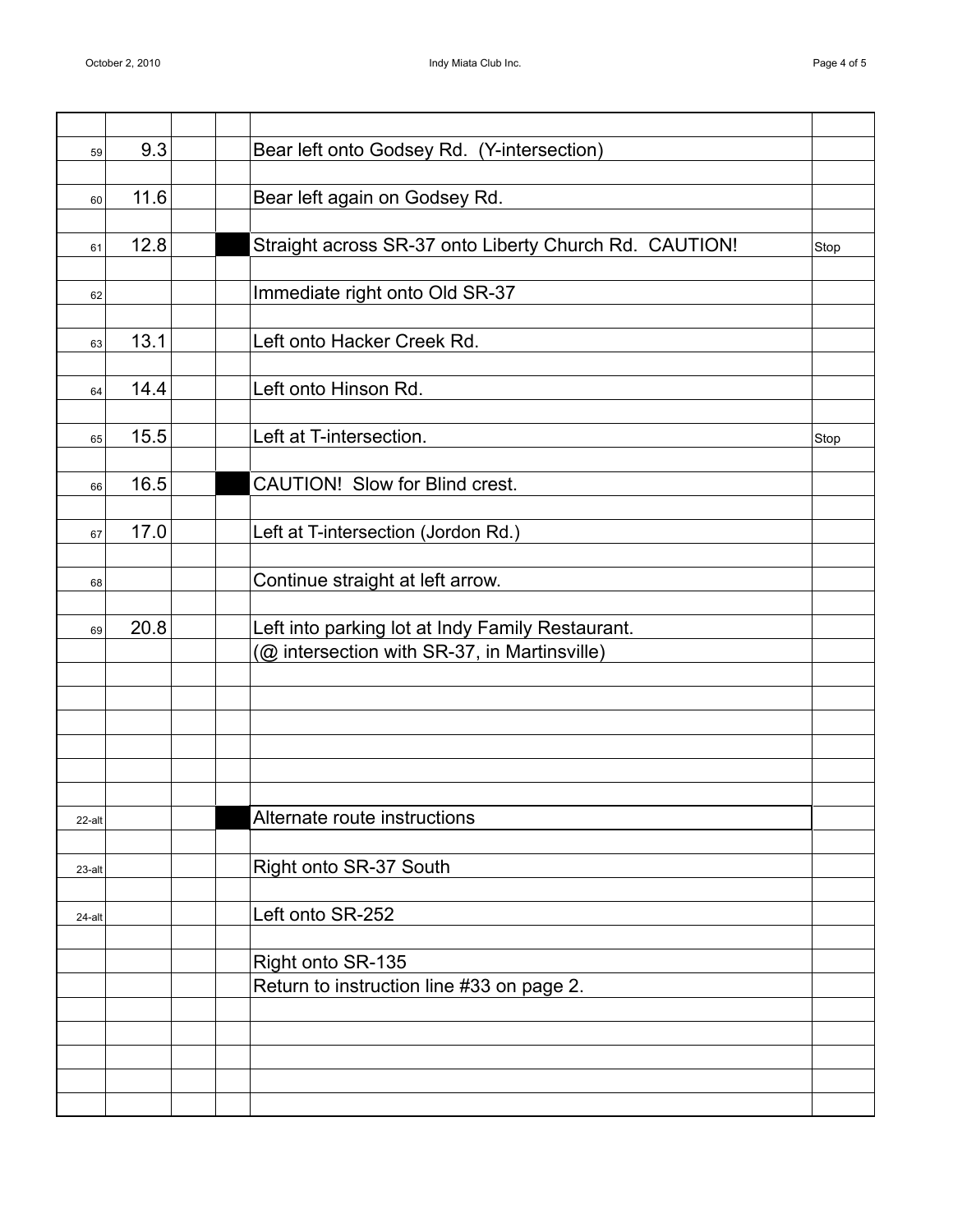| # | Mileage | | | Instruction | Note |
|---|---|---|---|---|---|
| 59 | 9.3 | | | Bear left onto Godsey Rd. (Y-intersection) | |
| 60 | 11.6 | | | Bear left again on Godsey Rd. | |
| 61 | 12.8 | | ■ | Straight across SR-37 onto Liberty Church Rd. CAUTION! | Stop |
| 62 | | | | Immediate right onto Old SR-37 | |
| 63 | 13.1 | | | Left onto Hacker Creek Rd. | |
| 64 | 14.4 | | | Left onto Hinson Rd. | |
| 65 | 15.5 | | | Left at T-intersection. | Stop |
| 66 | 16.5 | | ■ | CAUTION! Slow for Blind crest. | |
| 67 | 17.0 | | | Left at T-intersection (Jordon Rd.) | |
| 68 | | | | Continue straight at left arrow. | |
| 69 | 20.8 | | | Left into parking lot at Indy Family Restaurant. | |
| | | | | (@ intersection with SR-37, in Martinsville) | |
| 22-alt | | | ■ | Alternate route instructions | |
| 23-alt | | | | Right onto SR-37 South | |
| 24-alt | | | | Left onto SR-252 | |
| | | | | Right onto SR-135 | |
| | | | | Return to instruction line #33 on page 2. | |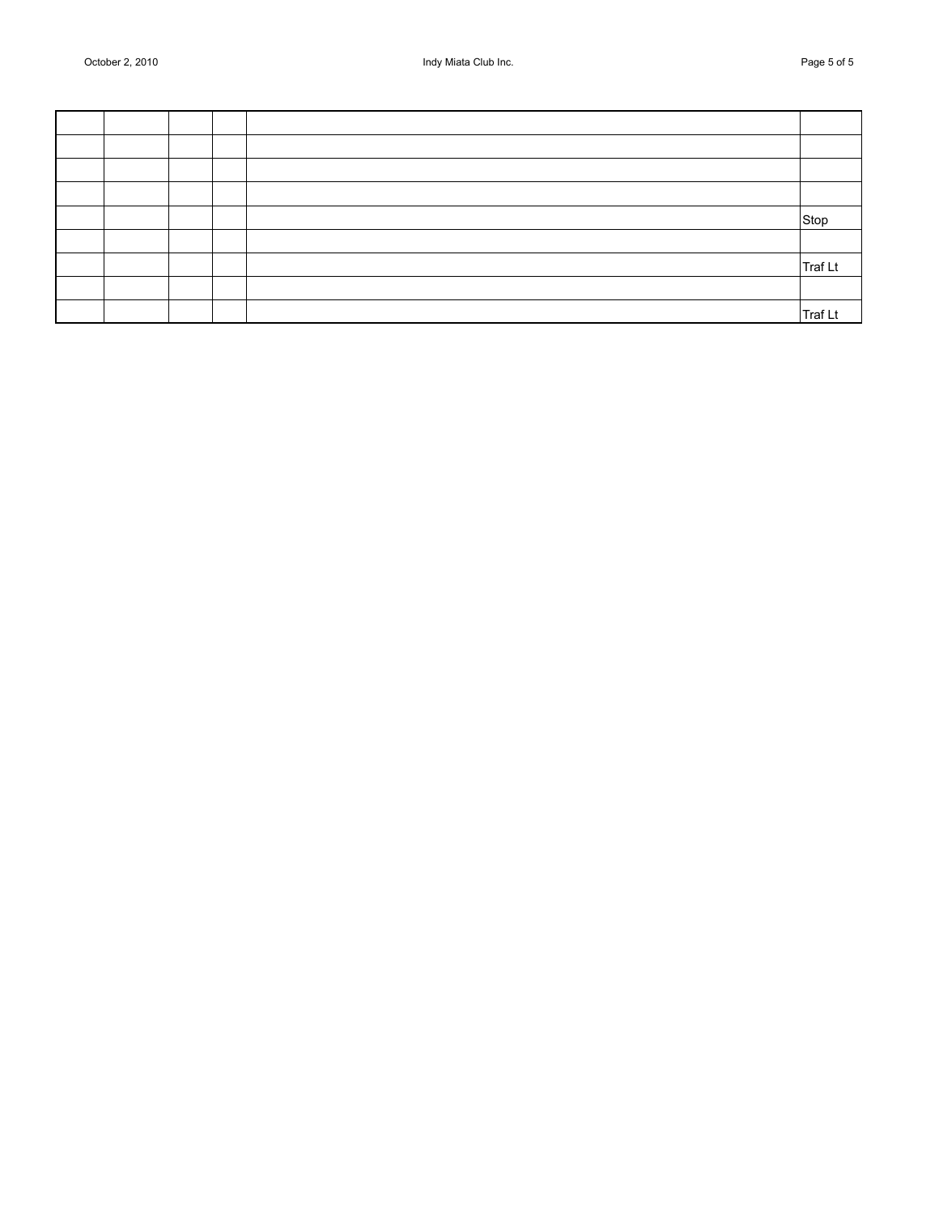| | | | | | |
|---|---|---|---|---|---|
| | | | | | |
| | | | | | |
| | | | | | |
| | | | | | |
| | | | | | Stop |
| | | | | | |
| | | | | | Traf Lt |
| | | | | | |
| | | | | | Traf Lt |